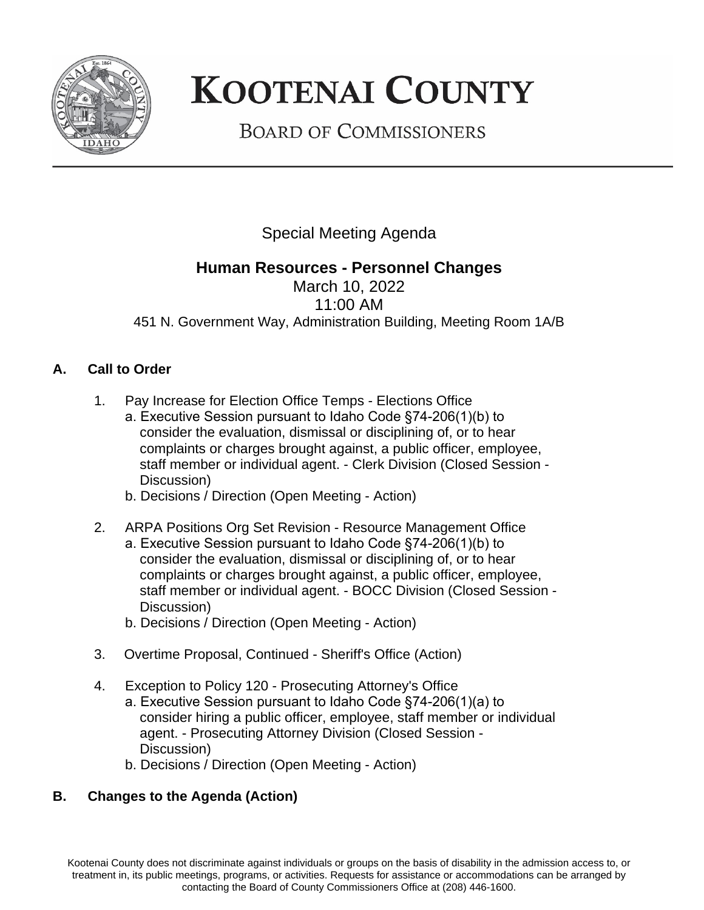# KOOTENAI COUNTY

## BOARD OF COMMISSIONERS

Special Meeting Agenda

**Human Resources - Personnel Changes**
March 10, 2022
11:00 AM
451 N. Government Way, Administration Building, Meeting Room 1A/B

## A. Call to Order

1. Pay Increase for Election Office Temps - Elections Office
   a. Executive Session pursuant to Idaho Code §74-206(1)(b) to consider the evaluation, dismissal or disciplining of, or to hear complaints or charges brought against, a public officer, employee, staff member or individual agent. - Clerk Division (Closed Session - Discussion)
   b. Decisions / Direction (Open Meeting - Action)

2. ARPA Positions Org Set Revision - Resource Management Office
   a. Executive Session pursuant to Idaho Code §74-206(1)(b) to consider the evaluation, dismissal or disciplining of, or to hear complaints or charges brought against, a public officer, employee, staff member or individual agent. - BOCC Division (Closed Session - Discussion)
   b. Decisions / Direction (Open Meeting - Action)

3. Overtime Proposal, Continued - Sheriff's Office (Action)

4. Exception to Policy 120 - Prosecuting Attorney's Office
   a. Executive Session pursuant to Idaho Code §74-206(1)(a) to consider hiring a public officer, employee, staff member or individual agent. - Prosecuting Attorney Division (Closed Session - Discussion)
   b. Decisions / Direction (Open Meeting - Action)

## B. Changes to the Agenda (Action)

Kootenai County does not discriminate against individuals or groups on the basis of disability in the admission access to, or treatment in, its public meetings, programs, or activities. Requests for assistance or accommodations can be arranged by contacting the Board of County Commissioners Office at (208) 446-1600.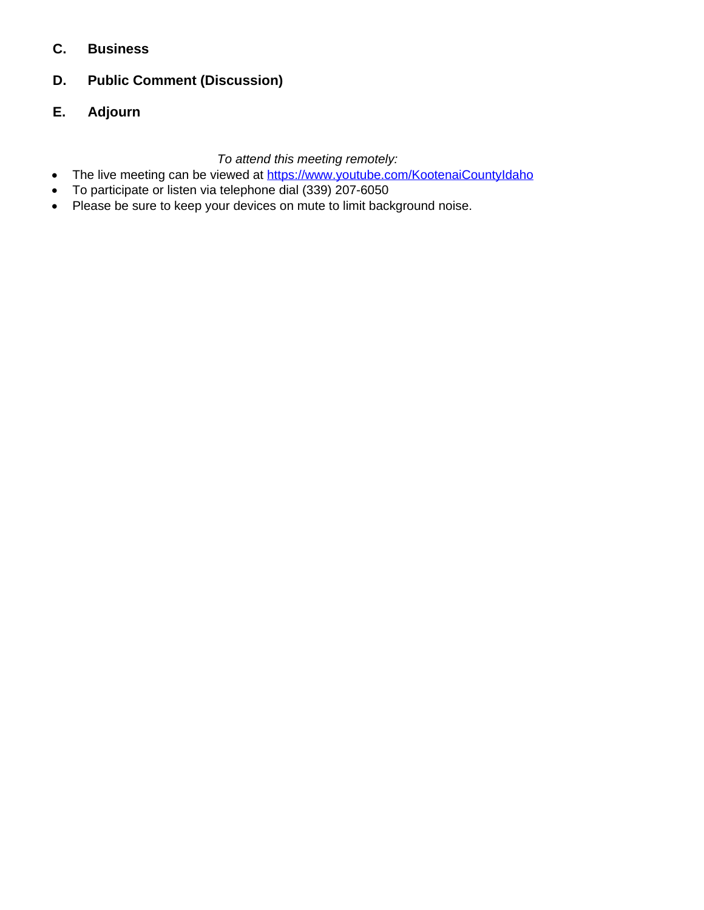**C.  Business**

**D.  Public Comment (Discussion)**

**E.  Adjourn**

*To attend this meeting remotely:*

- The live meeting can be viewed at https://www.youtube.com/KootenaiCountyIdaho
- To participate or listen via telephone dial (339) 207-6050
- Please be sure to keep your devices on mute to limit background noise.